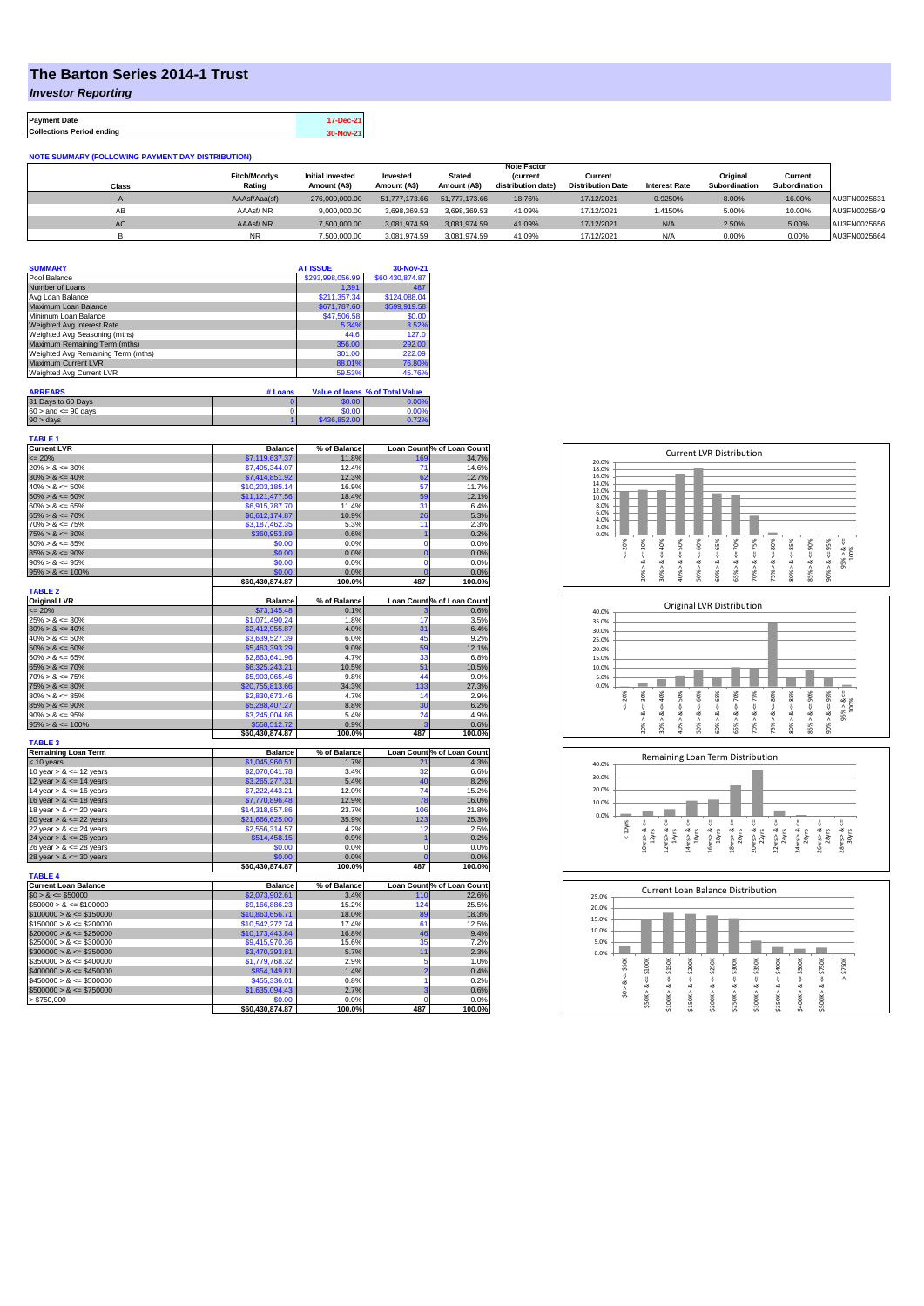# The Barton Series 2014-1 Trust

*Investor Reporting*

| Payment Date | 17-Dec-21 |
|---|---|
| Collections Period ending | 30-Nov-21 |

**NOTE SUMMARY (FOLLOWING PAYMENT DAY DISTRIBUTION)**

| Class | Fitch/Moodys Rating | Initial Invested Amount (A$) | Invested Amount (A$) | Stated Amount (A$) | Note Factor (current distribution date) | Current Distribution Date | Interest Rate | Original Subordination | Current Subordination | |
|---|---|---|---|---|---|---|---|---|---|---|
| A | AAAsf/Aaa(sf) | 276,000,000.00 | 51,777,173.66 | 51,777,173.66 | 18.76% | 17/12/2021 | 0.9250% | 8.00% | 16.00% | AU3FN0025631 |
| AB | AAAsf/ NR | 9,000,000.00 | 3,698,369.53 | 3,698,369.53 | 41.09% | 17/12/2021 | 1.4150% | 5.00% | 10.00% | AU3FN0025649 |
| AC | AAAsf/ NR | 7,500,000.00 | 3,081,974.59 | 3,081,974.59 | 41.09% | 17/12/2021 | N/A | 2.50% | 5.00% | AU3FN0025656 |
| B | NR | 7,500,000.00 | 3,081,974.59 | 3,081,974.59 | 41.09% | 17/12/2021 | N/A | 0.00% | 0.00% | AU3FN0025664 |

| SUMMARY | AT ISSUE | 30-Nov-21 |
|---|---|---|
| Pool Balance | $293,998,056.99 | $60,430,874.87 |
| Number of Loans | 1,391 | 487 |
| Avg Loan Balance | $211,357.34 | $124,088.04 |
| Maximum Loan Balance | $671,787.60 | $599,919.58 |
| Minimum Loan Balance | $47,506.58 | $0.00 |
| Weighted Avg Interest Rate | 5.34% | 3.52% |
| Weighted Avg Seasoning (mths) | 44.6 | 127.0 |
| Maximum Remaining Term (mths) | 356.00 | 292.00 |
| Weighted Avg Remaining Term (mths) | 301.00 | 222.09 |
| Maximum Current LVR | 88.01% | 76.80% |
| Weighted Avg Current LVR | 59.53% | 45.76% |

| ARREARS | # Loans | Value of loans | % of Total Value |
|---|---|---|---|
| 31 Days to 60 Days | 0 | $0.00 | 0.00% |
| 60 > and <= 90 days | 0 | $0.00 | 0.00% |
| 90 > days | 1 | $436,852.00 | 0.72% |

**TABLE 1**

| Current LVR | Balance | % of Balance | Loan Count | % of Loan Count |
|---|---|---|---|---|
| <= 20% | $7,119,637.37 | 11.8% | 169 | 34.7% |
| 20% > & <= 30% | $7,495,344.07 | 12.4% | 71 | 14.6% |
| 30% > & <= 40% | $7,414,851.92 | 12.3% | 62 | 12.7% |
| 40% > & <= 50% | $10,203,185.14 | 16.9% | 57 | 11.7% |
| 50% > & <= 60% | $11,121,477.56 | 18.4% | 59 | 12.1% |
| 60% > & <= 65% | $6,915,787.70 | 11.4% | 31 | 6.4% |
| 65% > & <= 70% | $6,612,174.87 | 10.9% | 26 | 5.3% |
| 70% > & <= 75% | $3,187,462.35 | 5.3% | 11 | 2.3% |
| 75% > & <= 80% | $360,953.89 | 0.6% | 1 | 0.2% |
| 80% > & <= 85% | $0.00 | 0.0% | 0 | 0.0% |
| 85% > & <= 90% | $0.00 | 0.0% | 0 | 0.0% |
| 90% > & <= 95% | $0.00 | 0.0% | 0 | 0.0% |
| 95% > & <= 100% | $0.00 | 0.0% | 0 | 0.0% |
| | $60,430,874.87 | 100.0% | 487 | 100.0% |

**TABLE 2**

| Original LVR | Balance | % of Balance | Loan Count | % of Loan Count |
|---|---|---|---|---|
| <= 20% | $73,145.48 | 0.1% | 3 | 0.6% |
| 25% > & <= 30% | $1,071,490.24 | 1.8% | 17 | 3.5% |
| 30% > & <= 40% | $2,412,955.87 | 4.0% | 31 | 6.4% |
| 40% > & <= 50% | $3,639,527.39 | 6.0% | 45 | 9.2% |
| 50% > & <= 60% | $5,463,393.29 | 9.0% | 59 | 12.1% |
| 60% > & <= 65% | $2,863,641.96 | 4.7% | 33 | 6.8% |
| 65% > & <= 70% | $6,325,243.21 | 10.5% | 51 | 10.5% |
| 70% > & <= 75% | $5,903,065.46 | 9.8% | 44 | 9.0% |
| 75% > & <= 80% | $20,755,813.66 | 34.3% | 133 | 27.3% |
| 80% > & <= 85% | $2,830,673.46 | 4.7% | 14 | 2.9% |
| 85% > & <= 90% | $5,288,407.27 | 8.8% | 30 | 6.2% |
| 90% > & <= 95% | $3,245,004.86 | 5.4% | 24 | 4.9% |
| 95% > & <= 100% | $558,512.72 | 0.9% | 3 | 0.6% |
| | $60,430,874.87 | 100.0% | 487 | 100.0% |

**TABLE 3**

| Remaining Loan Term | Balance | % of Balance | Loan Count | % of Loan Count |
|---|---|---|---|---|
| < 10 years | $1,045,960.51 | 1.7% | 21 | 4.3% |
| 10 year > & <= 12 years | $2,070,041.78 | 3.4% | 32 | 6.6% |
| 12 year > & <= 14 years | $3,265,277.31 | 5.4% | 40 | 8.2% |
| 14 year > & <= 16 years | $7,222,443.21 | 12.0% | 74 | 15.2% |
| 16 year > & <= 18 years | $7,770,896.48 | 12.9% | 78 | 16.0% |
| 18 year > & <= 20 years | $14,318,857.86 | 23.7% | 106 | 21.8% |
| 20 year > & <= 22 years | $21,666,625.00 | 35.9% | 123 | 25.3% |
| 22 year > & <= 24 years | $2,556,314.57 | 4.2% | 12 | 2.5% |
| 24 year > & <= 26 years | $514,458.15 | 0.9% | 1 | 0.2% |
| 26 year > & <= 28 years | $0.00 | 0.0% | 0 | 0.0% |
| 28 year > & <= 30 years | $0.00 | 0.0% | 0 | 0.0% |
| | $60,430,874.87 | 100.0% | 487 | 100.0% |

**TABLE 4**

| Current Loan Balance | Balance | % of Balance | Loan Count | % of Loan Count |
|---|---|---|---|---|
| $0 > & <= $50000 | $2,073,902.61 | 3.4% | 110 | 22.6% |
| $50000 > & <= $100000 | $9,166,886.23 | 15.2% | 124 | 25.5% |
| $100000 > & <= $150000 | $10,863,656.71 | 18.0% | 89 | 18.3% |
| $150000 > & <= $200000 | $10,542,272.74 | 17.4% | 61 | 12.5% |
| $200000 > & <= $250000 | $10,173,443.84 | 16.8% | 46 | 9.4% |
| $250000 > & <= $300000 | $9,415,970.36 | 15.6% | 35 | 7.2% |
| $300000 > & <= $350000 | $3,470,393.81 | 5.7% | 11 | 2.3% |
| $350000 > & <= $400000 | $1,779,768.32 | 2.9% | 5 | 1.0% |
| $400000 > & <= $450000 | $854,149.81 | 1.4% | 2 | 0.4% |
| $450000 > & <= $500000 | $455,336.01 | 0.8% | 1 | 0.2% |
| $500000 > & <= $750000 | $1,635,094.43 | 2.7% | 3 | 0.6% |
| > $750,000 | $0.00 | 0.0% | 0 | 0.0% |
| | $60,430,874.87 | 100.0% | 487 | 100.0% |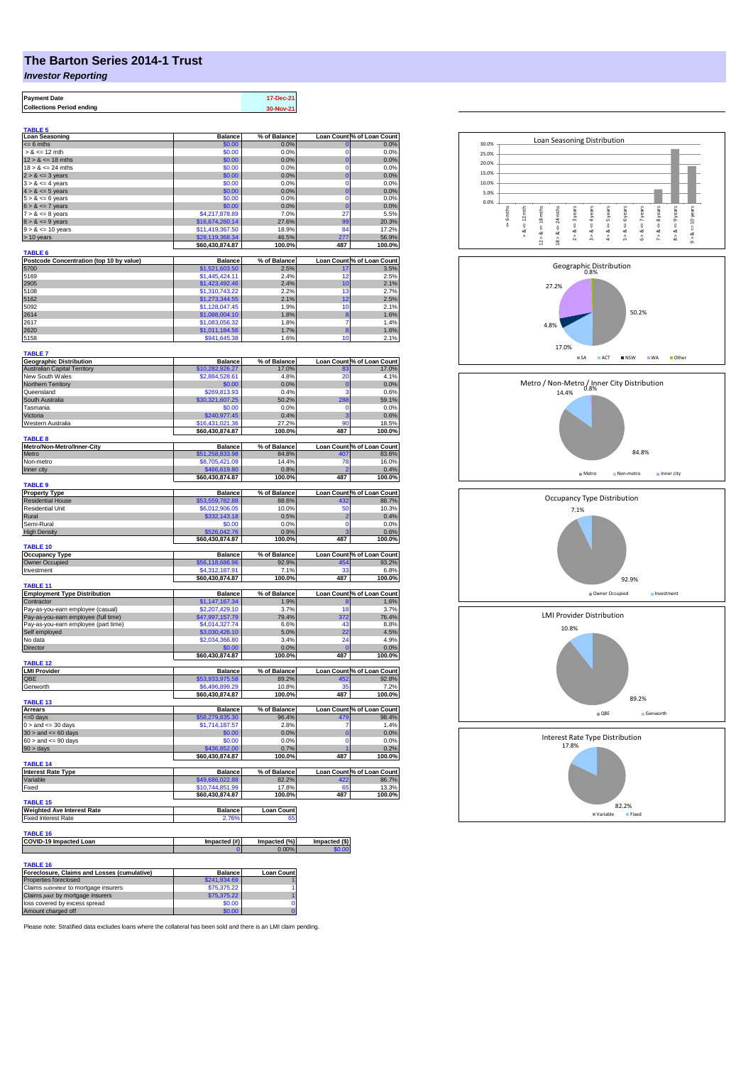# The Barton Series 2014-1 Trust

## *Investor Reporting*

| | |
|---|---|
| **Payment Date** | 17-Dec-21 |
| **Collections Period ending** | 30-Nov-21 |

**TABLE 5**

| Loan Seasoning | Balance | % of Balance | Loan Count | % of Loan Count |
|---|---|---|---|---|
| <= 6 mths | $0.00 | 0.0% | 0 | 0.0% |
| > & <= 12 mth | $0.00 | 0.0% | 0 | 0.0% |
| 12 > & <= 18 mths | $0.00 | 0.0% | 0 | 0.0% |
| 18 > & <= 24 mths | $0.00 | 0.0% | 0 | 0.0% |
| 2 > & <= 3 years | $0.00 | 0.0% | 0 | 0.0% |
| 3 > & <= 4 years | $0.00 | 0.0% | 0 | 0.0% |
| 4 > & <= 5 years | $0.00 | 0.0% | 0 | 0.0% |
| 5 > & <= 6 years | $0.00 | 0.0% | 0 | 0.0% |
| 6 > & <= 7 years | $0.00 | 0.0% | 0 | 0.0% |
| 7 > & <= 8 years | $4,217,878.89 | 7.0% | 27 | 5.5% |
| 8 > & <= 9 years | $16,674,260.14 | 27.6% | 99 | 20.3% |
| 9 > & <= 10 years | $11,419,367.50 | 18.9% | 84 | 17.2% |
| > 10 years | $28,119,368.34 | 46.5% | 277 | 56.9% |
| | $60,430,874.87 | 100.0% | 487 | 100.0% |

**TABLE 6**

| Postcode Concentration (top 10 by value) | Balance | % of Balance | Loan Count | % of Loan Count |
|---|---|---|---|---|
| 5700 | $1,521,603.50 | 2.5% | 17 | 3.5% |
| 5169 | $1,445,424.11 | 2.4% | 12 | 2.5% |
| 2905 | $1,423,492.46 | 2.4% | 10 | 2.1% |
| 5108 | $1,310,743.22 | 2.2% | 13 | 2.7% |
| 5162 | $1,273,344.55 | 2.1% | 12 | 2.5% |
| 5092 | $1,128,047.45 | 1.9% | 10 | 2.1% |
| 2614 | $1,088,004.10 | 1.8% | 8 | 1.6% |
| 2617 | $1,083,056.32 | 1.8% | 7 | 1.4% |
| 2620 | $1,011,184.56 | 1.7% | 8 | 1.6% |
| 5158 | $941,645.38 | 1.6% | 10 | 2.1% |

**TABLE 7**

| Geographic Distribution | Balance | % of Balance | Loan Count | % of Loan Count |
|---|---|---|---|---|
| Australian Capital Territory | $10,282,926.27 | 17.0% | 83 | 17.0% |
| New South Wales | $2,884,528.61 | 4.8% | 20 | 4.1% |
| Northern Territory | $0.00 | 0.0% | 0 | 0.0% |
| Queensland | $269,813.93 | 0.4% | 3 | 0.6% |
| South Australia | $30,321,607.25 | 50.2% | 288 | 59.1% |
| Tasmania | $0.00 | 0.0% | 0 | 0.0% |
| Victoria | $240,977.45 | 0.4% | 3 | 0.6% |
| Western Australia | $16,431,021.36 | 27.2% | 90 | 18.5% |
| | $60,430,874.87 | 100.0% | 487 | 100.0% |

**TABLE 8**

| Metro/Non-Metro/Inner-City | Balance | % of Balance | Loan Count | % of Loan Count |
|---|---|---|---|---|
| Metro | $51,258,833.98 | 84.8% | 407 | 83.6% |
| Non-metro | $8,705,421.09 | 14.4% | 78 | 16.0% |
| Inner city | $466,619.80 | 0.8% | 2 | 0.4% |
| | $60,430,874.87 | 100.0% | 487 | 100.0% |

**TABLE 9**

| Property Type | Balance | % of Balance | Loan Count | % of Loan Count |
|---|---|---|---|---|
| Residential House | $53,559,782.88 | 88.6% | 432 | 88.7% |
| Residential Unit | $6,012,906.05 | 10.0% | 50 | 10.3% |
| Rural | $332,143.18 | 0.5% | 2 | 0.4% |
| Semi-Rural | $0.00 | 0.0% | 0 | 0.0% |
| High Density | $526,042.76 | 0.9% | 3 | 0.6% |
| | $60,430,874.87 | 100.0% | 487 | 100.0% |

**TABLE 10**

| Occupancy Type | Balance | % of Balance | Loan Count | % of Loan Count |
|---|---|---|---|---|
| Owner Occupied | $56,118,686.96 | 92.9% | 454 | 93.2% |
| Investment | $4,312,187.91 | 7.1% | 33 | 6.8% |
| | $60,430,874.87 | 100.0% | 487 | 100.0% |

**TABLE 11**

| Employment Type Distribution | Balance | % of Balance | Loan Count | % of Loan Count |
|---|---|---|---|---|
| Contractor | $1,147,167.34 | 1.9% | 8 | 1.6% |
| Pay-as-you-earn employee (casual) | $2,207,429.10 | 3.7% | 18 | 3.7% |
| Pay-as-you-earn employee (full time) | $47,997,157.79 | 79.4% | 372 | 76.4% |
| Pay-as-you-earn employee (part time) | $4,014,327.74 | 6.6% | 43 | 8.8% |
| Self employed | $3,030,426.10 | 5.0% | 22 | 4.5% |
| No data | $2,034,366.80 | 3.4% | 24 | 4.9% |
| Director | $0.00 | 0.0% | 0 | 0.0% |
| | $60,430,874.87 | 100.0% | 487 | 100.0% |

**TABLE 12**

| LMI Provider | Balance | % of Balance | Loan Count | % of Loan Count |
|---|---|---|---|---|
| QBE | $53,933,975.58 | 89.2% | 452 | 92.8% |
| Genworth | $6,496,899.29 | 10.8% | 35 | 7.2% |
| | $60,430,874.87 | 100.0% | 487 | 100.0% |

**TABLE 13**

| Arrears | Balance | % of Balance | Loan Count | % of Loan Count |
|---|---|---|---|---|
| <=0 days | $58,279,835.30 | 96.4% | 479 | 98.4% |
| 0 > and <= 30 days | $1,714,187.57 | 2.8% | 7 | 1.4% |
| 30 > and <= 60 days | $0.00 | 0.0% | 0 | 0.0% |
| 60 > and <= 90 days | $0.00 | 0.0% | 0 | 0.0% |
| 90 > days | $436,852.00 | 0.7% | 1 | 0.2% |
| | $60,430,874.87 | 100.0% | 487 | 100.0% |

**TABLE 14**

| Interest Rate Type | Balance | % of Balance | Loan Count | % of Loan Count |
|---|---|---|---|---|
| Variable | $49,686,022.88 | 82.2% | 422 | 86.7% |
| Fixed | $10,744,851.99 | 17.8% | 65 | 13.3% |
| | $60,430,874.87 | 100.0% | 487 | 100.0% |

**TABLE 15**

| Weighted Ave Interest Rate | Balance | Loan Count |
|---|---|---|
| Fixed Interest Rate | 2.76% | 65 |

**TABLE 16**

| COVID-19 Impacted Loan | Impacted (#) | Impacted (%) | Impacted ($) |
|---|---|---|---|
| | 0 | 0.00% | $0.00 |

**TABLE 16**

| Foreclosure, Claims and Losses (cumulative) | Balance | Loan Count |
|---|---|---|
| Properties foreclosed | $241,934.69 | 1 |
| Claims *submitted* to mortgage insurers | $75,375.22 | 1 |
| Claims *paid* by mortgage insurers | $75,375.22 | 1 |
| loss covered by excess spread | $0.00 | 0 |
| Amount charged off | $0.00 | 0 |

Please note: Stratified data excludes loans where the collateral has been sold and there is an LMI claim pending.

Loan Seasoning Distribution
30.0%
25.0%
20.0%
15.0%
10.0%
5.0%
0.0%
<= 6 mths
> & <= 12 mth
12 > & <= 18 mths
18 > & <= 24 mths
2 > & <= 3 years
3 > & <= 4 years
4 > & <= 5 years
5 > & <= 6 years
6 > & <= 7 years
7 > & <= 8 years
8 > & <= 9 years
9 > & <= 10 years

Geographic Distribution
0.8%
27.2%
4.8%
17.0%
50.2%
SA ACT NSW WA Other

Metro / Non-Metro / Inner City Distribution
0.8%
14.4%
84.8%
Metro Non-metro Inner city

Occupancy Type Distribution
7.1%
92.9%
Owner Occupied Investment

LMI Provider Distribution
10.8%
89.2%
QBE Genworth

Interest Rate Type Distribution
17.8%
82.2%
Variable Fixed